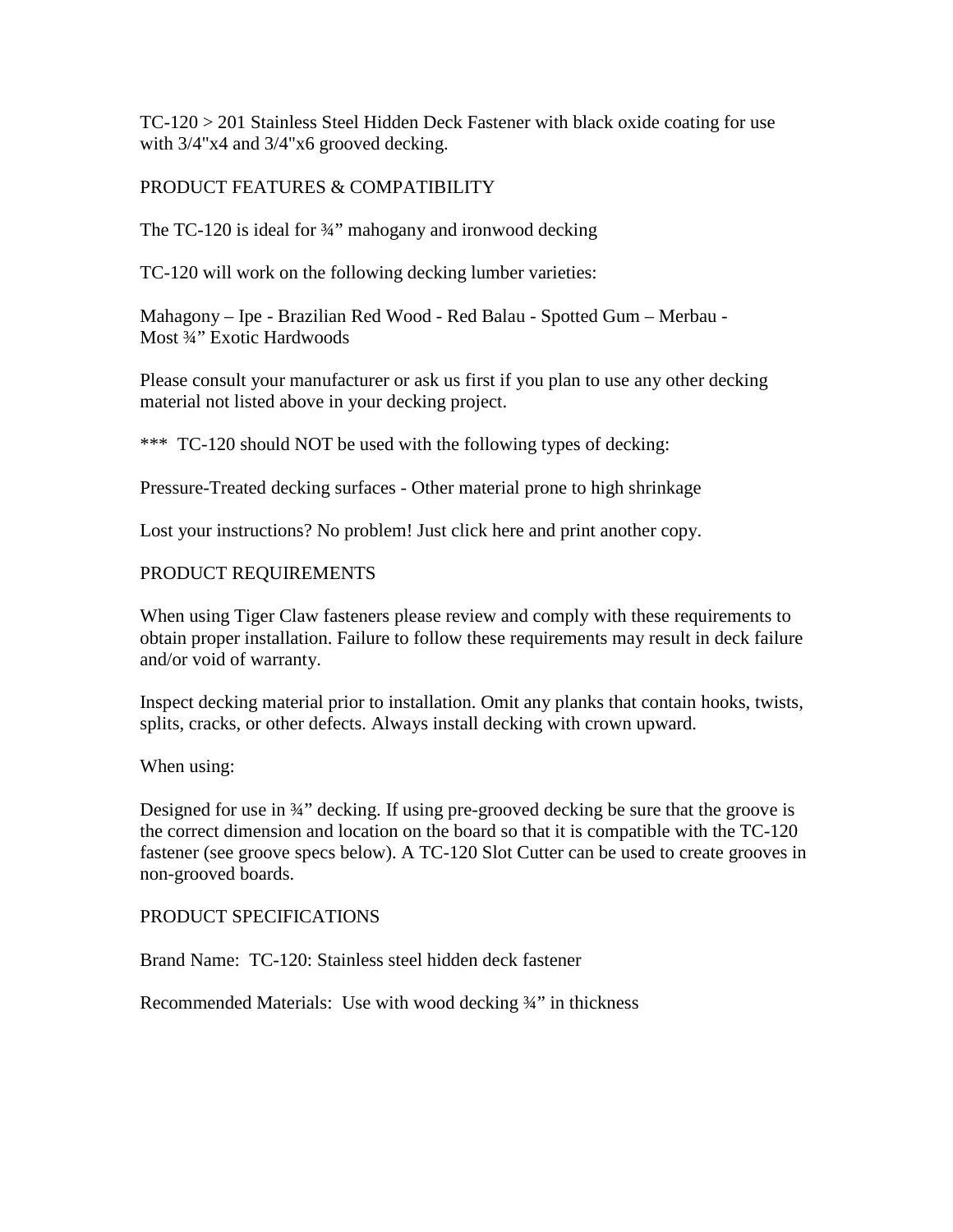TC-120 > 201 Stainless Steel Hidden Deck Fastener with black oxide coating for use with 3/4"x4 and 3/4"x6 grooved decking.

## PRODUCT FEATURES & COMPATIBILITY

The TC-120 is ideal for ¾" mahogany and ironwood decking

TC-120 will work on the following decking lumber varieties:

Mahagony – Ipe - Brazilian Red Wood - Red Balau - Spotted Gum – Merbau - Most ¾" Exotic Hardwoods

Please consult your manufacturer or ask us first if you plan to use any other decking material not listed above in your decking project.

*** TC-120 should NOT be used with the following types of decking:

Pressure-Treated decking surfaces - Other material prone to high shrinkage

Lost your instructions? No problem! Just click here and print another copy.

## PRODUCT REQUIREMENTS

When using Tiger Claw fasteners please review and comply with these requirements to obtain proper installation. Failure to follow these requirements may result in deck failure and/or void of warranty.

Inspect decking material prior to installation. Omit any planks that contain hooks, twists, splits, cracks, or other defects. Always install decking with crown upward.

When using:

Designed for use in ¾" decking. If using pre-grooved decking be sure that the groove is the correct dimension and location on the board so that it is compatible with the TC-120 fastener (see groove specs below). A TC-120 Slot Cutter can be used to create grooves in non-grooved boards.

## PRODUCT SPECIFICATIONS

Brand Name: TC-120: Stainless steel hidden deck fastener

Recommended Materials: Use with wood decking ¾" in thickness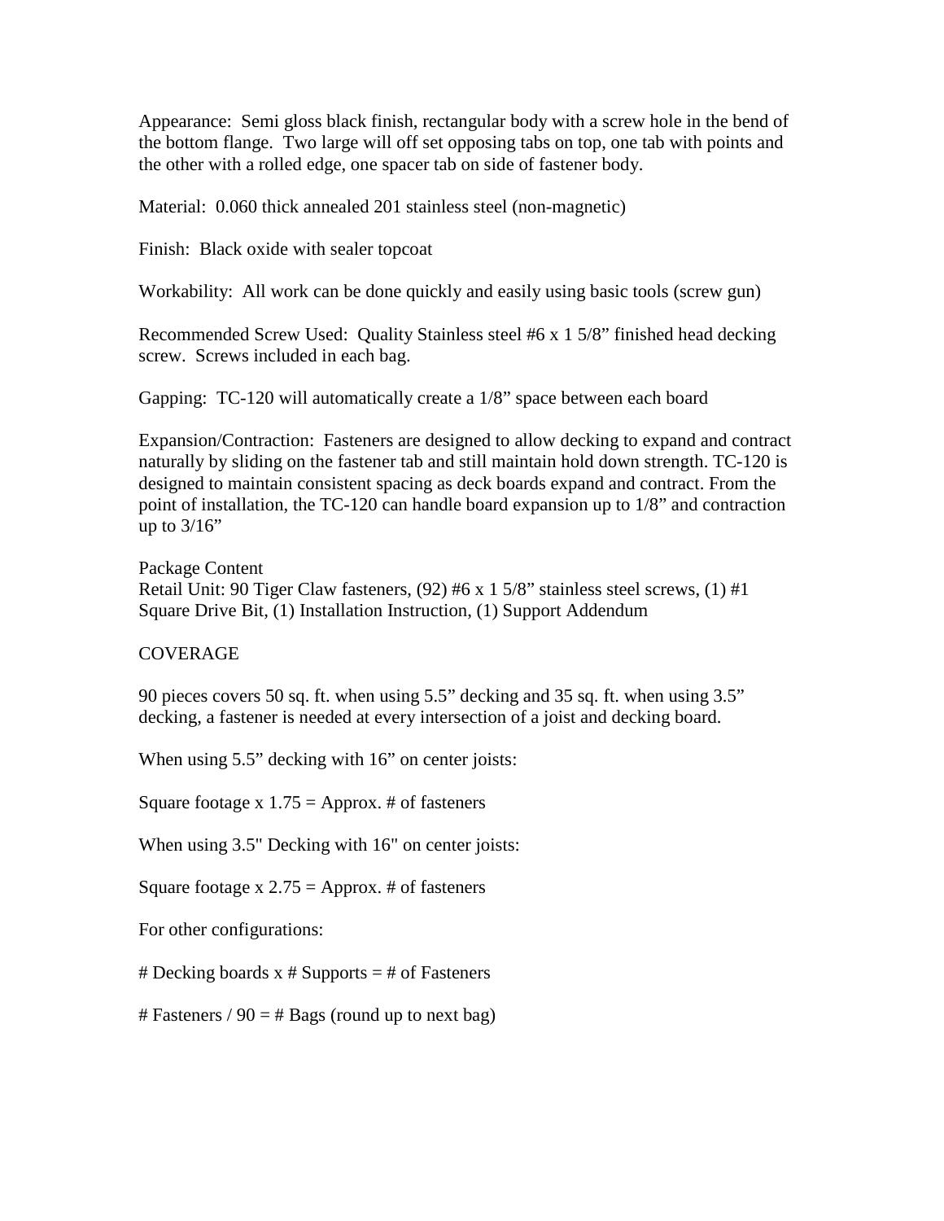Appearance: Semi gloss black finish, rectangular body with a screw hole in the bend of the bottom flange. Two large will off set opposing tabs on top, one tab with points and the other with a rolled edge, one spacer tab on side of fastener body.

Material: 0.060 thick annealed 201 stainless steel (non-magnetic)

Finish: Black oxide with sealer topcoat

Workability: All work can be done quickly and easily using basic tools (screw gun)

Recommended Screw Used: Quality Stainless steel #6 x 1 5/8" finished head decking screw. Screws included in each bag.

Gapping: TC-120 will automatically create a 1/8" space between each board

Expansion/Contraction: Fasteners are designed to allow decking to expand and contract naturally by sliding on the fastener tab and still maintain hold down strength. TC-120 is designed to maintain consistent spacing as deck boards expand and contract. From the point of installation, the TC-120 can handle board expansion up to 1/8" and contraction up to 3/16"

Package Content
Retail Unit: 90 Tiger Claw fasteners, (92) #6 x 1 5/8" stainless steel screws, (1) #1 Square Drive Bit, (1) Installation Instruction, (1) Support Addendum

COVERAGE

90 pieces covers 50 sq. ft. when using 5.5" decking and 35 sq. ft. when using 3.5" decking, a fastener is needed at every intersection of a joist and decking board.

When using 5.5" decking with 16" on center joists:

Square footage x 1.75 = Approx. # of fasteners

When using 3.5" Decking with 16" on center joists:

Square footage x 2.75 = Approx. # of fasteners

For other configurations:

# Decking boards x # Supports = # of Fasteners

# Fasteners / 90 = # Bags (round up to next bag)